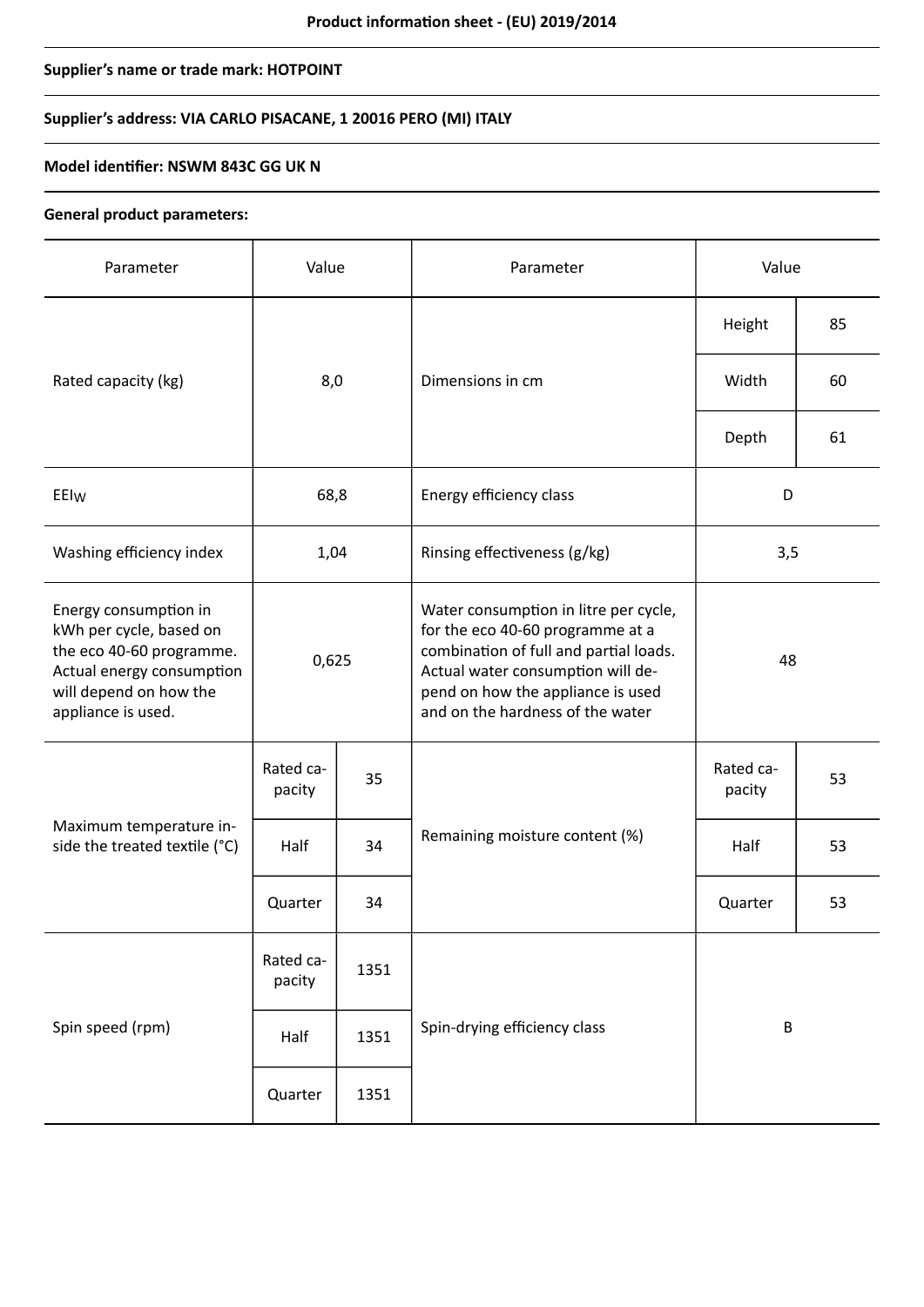**Product information sheet - (EU) 2019/2014**

**Supplier's name or trade mark: HOTPOINT**

**Supplier's address: VIA CARLO PISACANE, 1 20016 PERO (MI) ITALY**

**Model identifier: NSWM 843C GG UK N**

**General product parameters:**

| Parameter | Value | | Parameter | Value | |
|---|---|---|---|---|---|
| Rated capacity (kg) | 8,0 | | Dimensions in cm | Height | 85 |
| | | | | Width | 60 |
| | | | | Depth | 61 |
| $EEI_W$ | 68,8 | | Energy efficiency class | D | |
| Washing efficiency index | 1,04 | | Rinsing effectiveness (g/kg) | 3,5 | |
| Energy consumption in kWh per cycle, based on the eco 40-60 programme. Actual energy consumption will depend on how the appliance is used. | 0,625 | | Water consumption in litre per cycle, for the eco 40-60 programme at a combination of full and partial loads. Actual water consumption will depend on how the appliance is used and on the hardness of the water | 48 | |
| Maximum temperature inside the treated textile (°C) | Rated capacity | 35 | Remaining moisture content (%) | Rated capacity | 53 |
| | Half | 34 | | Half | 53 |
| | Quarter | 34 | | Quarter | 53 |
| Spin speed (rpm) | Rated capacity | 1351 | Spin-drying efficiency class | B | |
| | Half | 1351 | | | |
| | Quarter | 1351 | | | |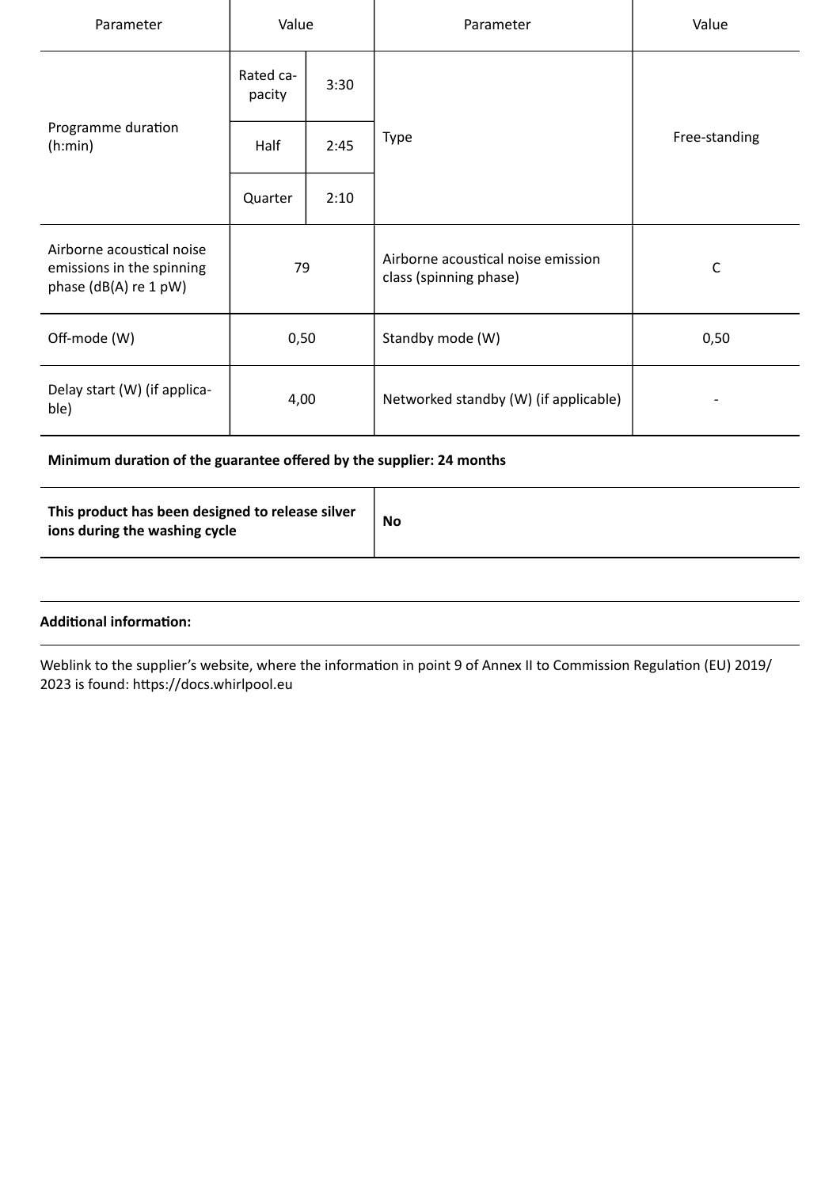| Parameter | Value | | Parameter | Value |
|---|---|---|---|---|
| Programme duration (h:min) | Rated capacity | 3:30 | Type | Free-standing |
| | Half | 2:45 | | |
| | Quarter | 2:10 | | |
| Airborne acoustical noise emissions in the spinning phase (dB(A) re 1 pW) | 79 | | Airborne acoustical noise emission class (spinning phase) | C |
| Off-mode (W) | 0,50 | | Standby mode (W) | 0,50 |
| Delay start (W) (if applicable) | 4,00 | | Networked standby (W) (if applicable) | - |

**Minimum duration of the guarantee offered by the supplier: 24 months**

| | |
|---|---|
| **This product has been designed to release silver ions during the washing cycle** | **No** |

**Additional information:**

Weblink to the supplier's website, where the information in point 9 of Annex II to Commission Regulation (EU) 2019/2023 is found: https://docs.whirlpool.eu